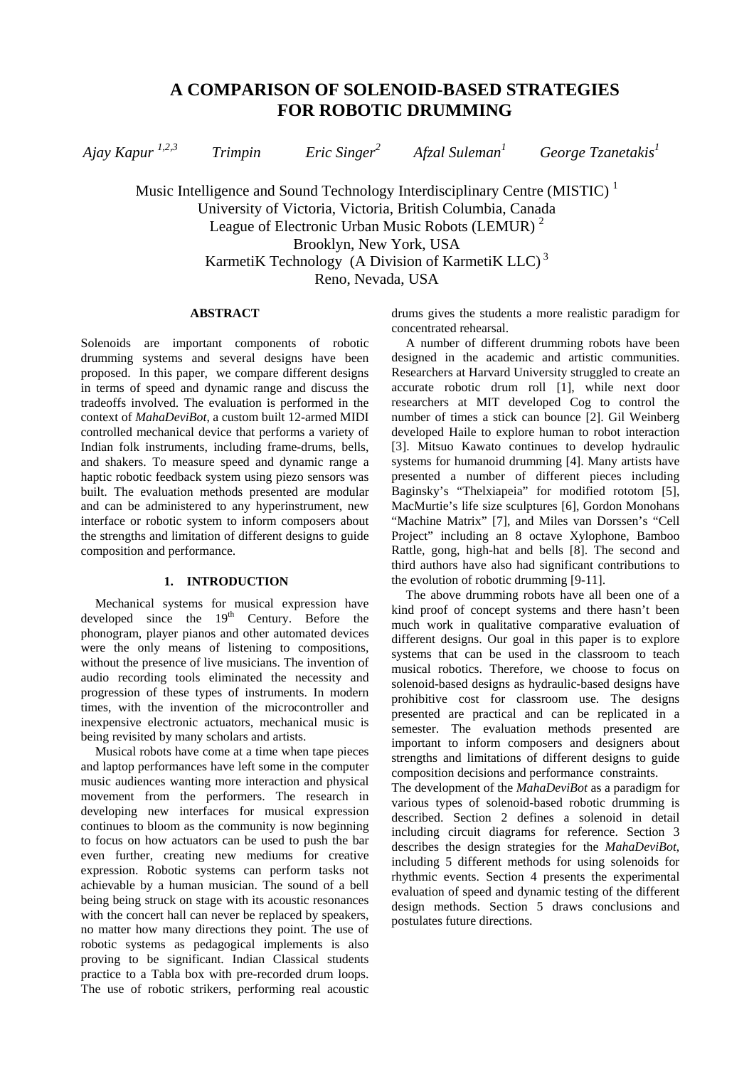# A COMPARISON OF SOLENOID-BASED STRATEGIES FOR ROBOTIC DRUMMING

*Ajay Kapur* [1,2,3] *Trimpin* *Eric Singer* [2] *Afzal Suleman* [1] *George Tzanetakis* [1]

Music Intelligence and Sound Technology Interdisciplinary Centre (MISTIC) [1]
University of Victoria, Victoria, British Columbia, Canada
League of Electronic Urban Music Robots (LEMUR) [2]
Brooklyn, New York, USA
KarmetiK Technology (A Division of KarmetiK LLC) [3]
Reno, Nevada, USA

## ABSTRACT

Solenoids are important components of robotic drumming systems and several designs have been proposed. In this paper, we compare different designs in terms of speed and dynamic range and discuss the tradeoffs involved. The evaluation is performed in the context of *MahaDeviBot*, a custom built 12-armed MIDI controlled mechanical device that performs a variety of Indian folk instruments, including frame-drums, bells, and shakers. To measure speed and dynamic range a haptic robotic feedback system using piezo sensors was built. The evaluation methods presented are modular and can be administered to any hyperinstrument, new interface or robotic system to inform composers about the strengths and limitation of different designs to guide composition and performance.

## 1. INTRODUCTION

Mechanical systems for musical expression have developed since the 19th Century. Before the phonogram, player pianos and other automated devices were the only means of listening to compositions, without the presence of live musicians. The invention of audio recording tools eliminated the necessity and progression of these types of instruments. In modern times, with the invention of the microcontroller and inexpensive electronic actuators, mechanical music is being revisited by many scholars and artists.

Musical robots have come at a time when tape pieces and laptop performances have left some in the computer music audiences wanting more interaction and physical movement from the performers. The research in developing new interfaces for musical expression continues to bloom as the community is now beginning to focus on how actuators can be used to push the bar even further, creating new mediums for creative expression. Robotic systems can perform tasks not achievable by a human musician. The sound of a bell being being struck on stage with its acoustic resonances with the concert hall can never be replaced by speakers, no matter how many directions they point. The use of robotic systems as pedagogical implements is also proving to be significant. Indian Classical students practice to a Tabla box with pre-recorded drum loops. The use of robotic strikers, performing real acoustic drums gives the students a more realistic paradigm for concentrated rehearsal.

A number of different drumming robots have been designed in the academic and artistic communities. Researchers at Harvard University struggled to create an accurate robotic drum roll [1], while next door researchers at MIT developed Cog to control the number of times a stick can bounce [2]. Gil Weinberg developed Haile to explore human to robot interaction [3]. Mitsuo Kawato continues to develop hydraulic systems for humanoid drumming [4]. Many artists have presented a number of different pieces including Baginsky's "Thelxiapeia" for modified rototom [5], MacMurtie's life size sculptures [6], Gordon Monohans "Machine Matrix" [7], and Miles van Dorssen's "Cell Project" including an 8 octave Xylophone, Bamboo Rattle, gong, high-hat and bells [8]. The second and third authors have also had significant contributions to the evolution of robotic drumming [9-11].

The above drumming robots have all been one of a kind proof of concept systems and there hasn't been much work in qualitative comparative evaluation of different designs. Our goal in this paper is to explore systems that can be used in the classroom to teach musical robotics. Therefore, we choose to focus on solenoid-based designs as hydraulic-based designs have prohibitive cost for classroom use. The designs presented are practical and can be replicated in a semester. The evaluation methods presented are important to inform composers and designers about strengths and limitations of different designs to guide composition decisions and performance constraints.

The development of the *MahaDeviBot* as a paradigm for various types of solenoid-based robotic drumming is described. Section 2 defines a solenoid in detail including circuit diagrams for reference. Section 3 describes the design strategies for the *MahaDeviBot*, including 5 different methods for using solenoids for rhythmic events. Section 4 presents the experimental evaluation of speed and dynamic testing of the different design methods. Section 5 draws conclusions and postulates future directions.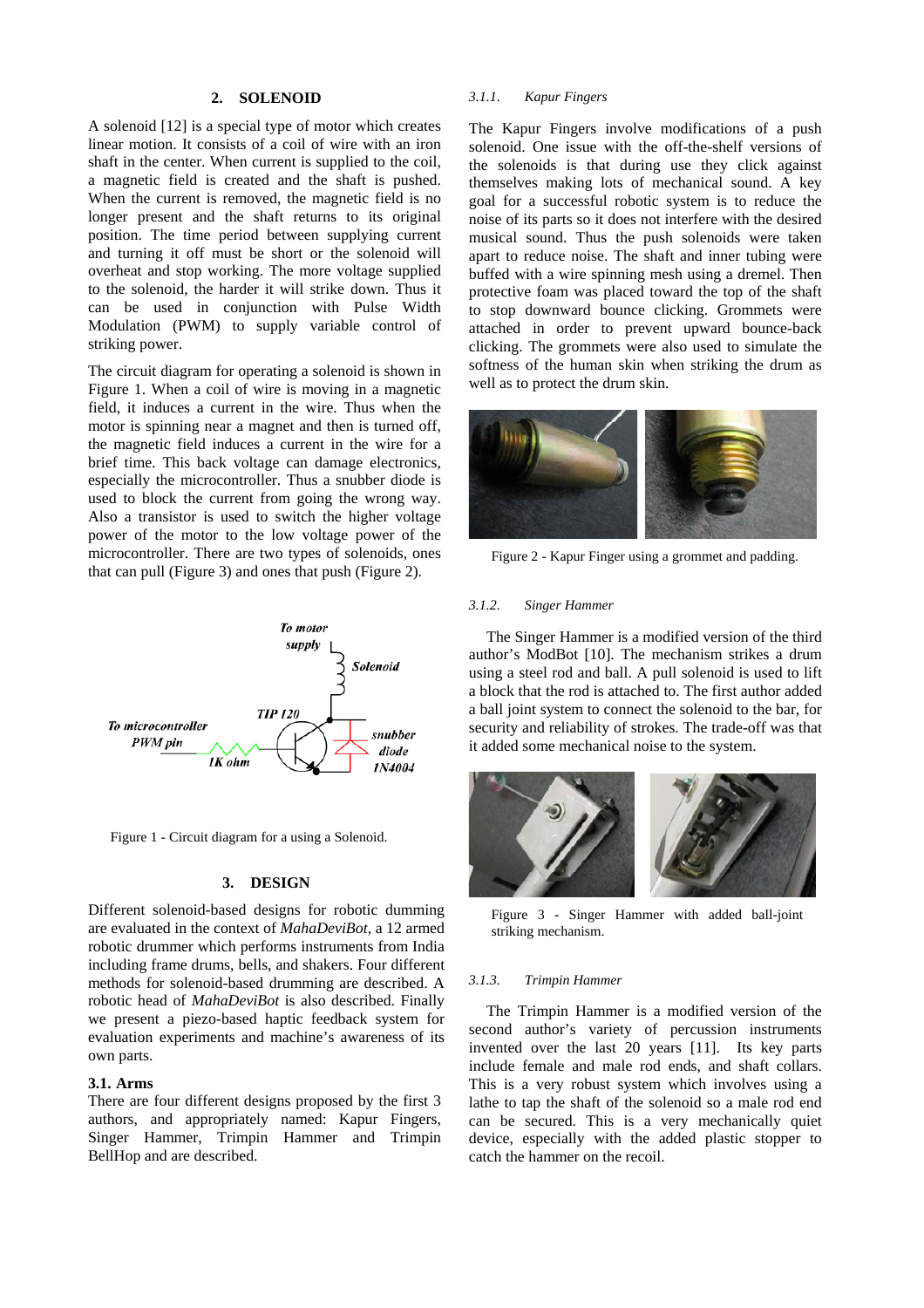## 2. SOLENOID

A solenoid [12] is a special type of motor which creates linear motion. It consists of a coil of wire with an iron shaft in the center. When current is supplied to the coil, a magnetic field is created and the shaft is pushed. When the current is removed, the magnetic field is no longer present and the shaft returns to its original position. The time period between supplying current and turning it off must be short or the solenoid will overheat and stop working. The more voltage supplied to the solenoid, the harder it will strike down. Thus it can be used in conjunction with Pulse Width Modulation (PWM) to supply variable control of striking power.

The circuit diagram for operating a solenoid is shown in Figure 1. When a coil of wire is moving in a magnetic field, it induces a current in the wire. Thus when the motor is spinning near a magnet and then is turned off, the magnetic field induces a current in the wire for a brief time. This back voltage can damage electronics, especially the microcontroller. Thus a snubber diode is used to block the current from going the wrong way. Also a transistor is used to switch the higher voltage power of the motor to the low voltage power of the microcontroller. There are two types of solenoids, ones that can pull (Figure 3) and ones that push (Figure 2).

Figure 1 - Circuit diagram for a using a Solenoid.

## 3. DESIGN

Different solenoid-based designs for robotic dumming are evaluated in the context of *MahaDeviBot*, a 12 armed robotic drummer which performs instruments from India including frame drums, bells, and shakers. Four different methods for solenoid-based drumming are described. A robotic head of *MahaDeviBot* is also described. Finally we present a piezo-based haptic feedback system for evaluation experiments and machine's awareness of its own parts.

### 3.1. Arms

There are four different designs proposed by the first 3 authors, and appropriately named: Kapur Fingers, Singer Hammer, Trimpin Hammer and Trimpin BellHop and are described.

#### 3.1.1. *Kapur Fingers*

The Kapur Fingers involve modifications of a push solenoid. One issue with the off-the-shelf versions of the solenoids is that during use they click against themselves making lots of mechanical sound. A key goal for a successful robotic system is to reduce the noise of its parts so it does not interfere with the desired musical sound. Thus the push solenoids were taken apart to reduce noise. The shaft and inner tubing were buffed with a wire spinning mesh using a dremel. Then protective foam was placed toward the top of the shaft to stop downward bounce clicking. Grommets were attached in order to prevent upward bounce-back clicking. The grommets were also used to simulate the softness of the human skin when striking the drum as well as to protect the drum skin.

Figure 2 - Kapur Finger using a grommet and padding.

#### 3.1.2. *Singer Hammer*

The Singer Hammer is a modified version of the third author's ModBot [10]. The mechanism strikes a drum using a steel rod and ball. A pull solenoid is used to lift a block that the rod is attached to. The first author added a ball joint system to connect the solenoid to the bar, for security and reliability of strokes. The trade-off was that it added some mechanical noise to the system.

Figure 3 - Singer Hammer with added ball-joint striking mechanism.

#### 3.1.3. *Trimpin Hammer*

The Trimpin Hammer is a modified version of the second author's variety of percussion instruments invented over the last 20 years [11]. Its key parts include female and male rod ends, and shaft collars. This is a very robust system which involves using a lathe to tap the shaft of the solenoid so a male rod end can be secured. This is a very mechanically quiet device, especially with the added plastic stopper to catch the hammer on the recoil.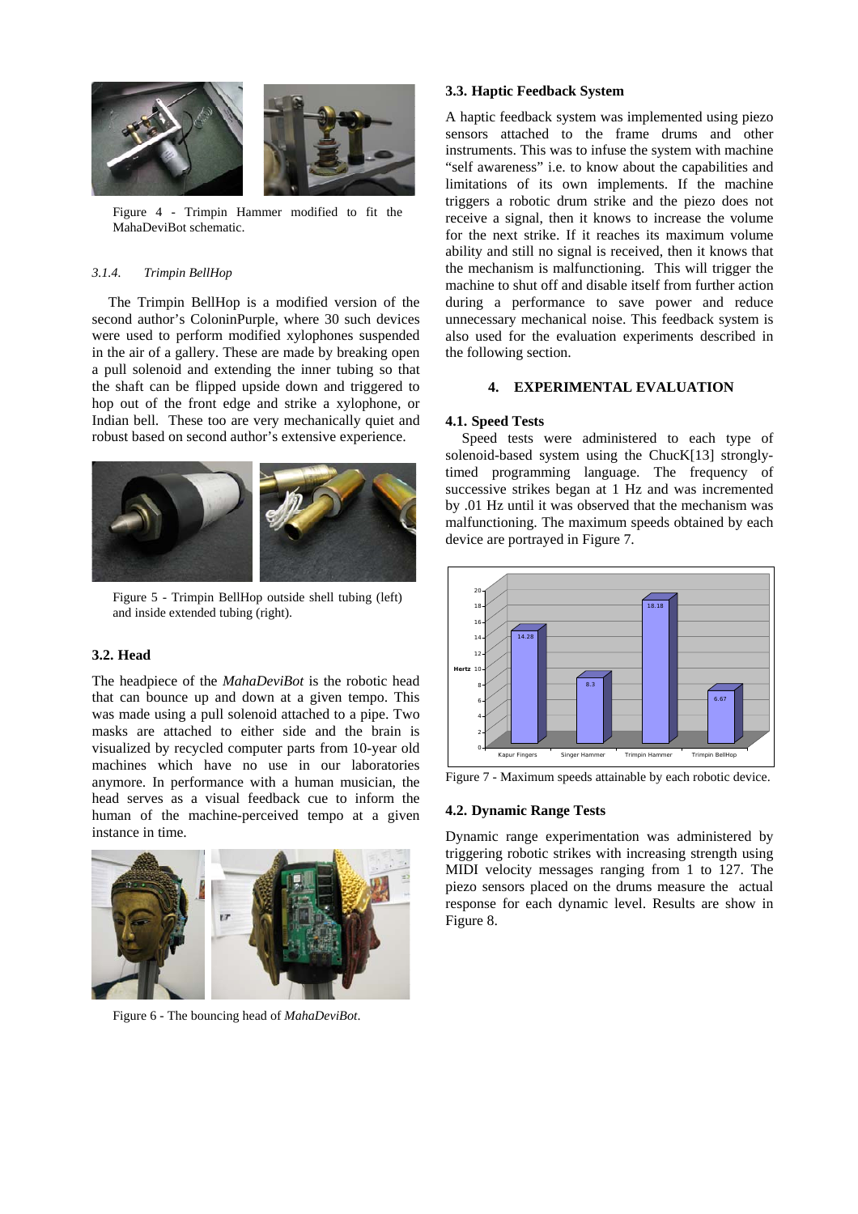Figure 4 - Trimpin Hammer modified to fit the MahaDeviBot schematic.

#### *3.1.4. Trimpin BellHop*

The Trimpin BellHop is a modified version of the second author's ColoninPurple, where 30 such devices were used to perform modified xylophones suspended in the air of a gallery. These are made by breaking open a pull solenoid and extending the inner tubing so that the shaft can be flipped upside down and triggered to hop out of the front edge and strike a xylophone, or Indian bell. These too are very mechanically quiet and robust based on second author's extensive experience.

Figure 5 - Trimpin BellHop outside shell tubing (left) and inside extended tubing (right).

### 3.2. Head

The headpiece of the *MahaDeviBot* is the robotic head that can bounce up and down at a given tempo. This was made using a pull solenoid attached to a pipe. Two masks are attached to either side and the brain is visualized by recycled computer parts from 10-year old machines which have no use in our laboratories anymore. In performance with a human musician, the head serves as a visual feedback cue to inform the human of the machine-perceived tempo at a given instance in time.

Figure 6 - The bouncing head of *MahaDeviBot*.

### 3.3. Haptic Feedback System

A haptic feedback system was implemented using piezo sensors attached to the frame drums and other instruments. This was to infuse the system with machine "self awareness" i.e. to know about the capabilities and limitations of its own implements. If the machine triggers a robotic drum strike and the piezo does not receive a signal, then it knows to increase the volume for the next strike. If it reaches its maximum volume ability and still no signal is received, then it knows that the mechanism is malfunctioning. This will trigger the machine to shut off and disable itself from further action during a performance to save power and reduce unnecessary mechanical noise. This feedback system is also used for the evaluation experiments described in the following section.

## 4. EXPERIMENTAL EVALUATION

### 4.1. Speed Tests

Speed tests were administered to each type of solenoid-based system using the ChucK[13] strongly-timed programming language. The frequency of successive strikes began at 1 Hz and was incremented by .01 Hz until it was observed that the mechanism was malfunctioning. The maximum speeds obtained by each device are portrayed in Figure 7.

| Device | Hertz |
|---|---|
| Kapur Fingers | 14.28 |
| Singer Hammer | 8.3 |
| Trimpin Hammer | 18.18 |
| Trimpin BellHop | 6.67 |

Figure 7 - Maximum speeds attainable by each robotic device.

### 4.2. Dynamic Range Tests

Dynamic range experimentation was administered by triggering robotic strikes with increasing strength using MIDI velocity messages ranging from 1 to 127. The piezo sensors placed on the drums measure the actual response for each dynamic level. Results are show in Figure 8.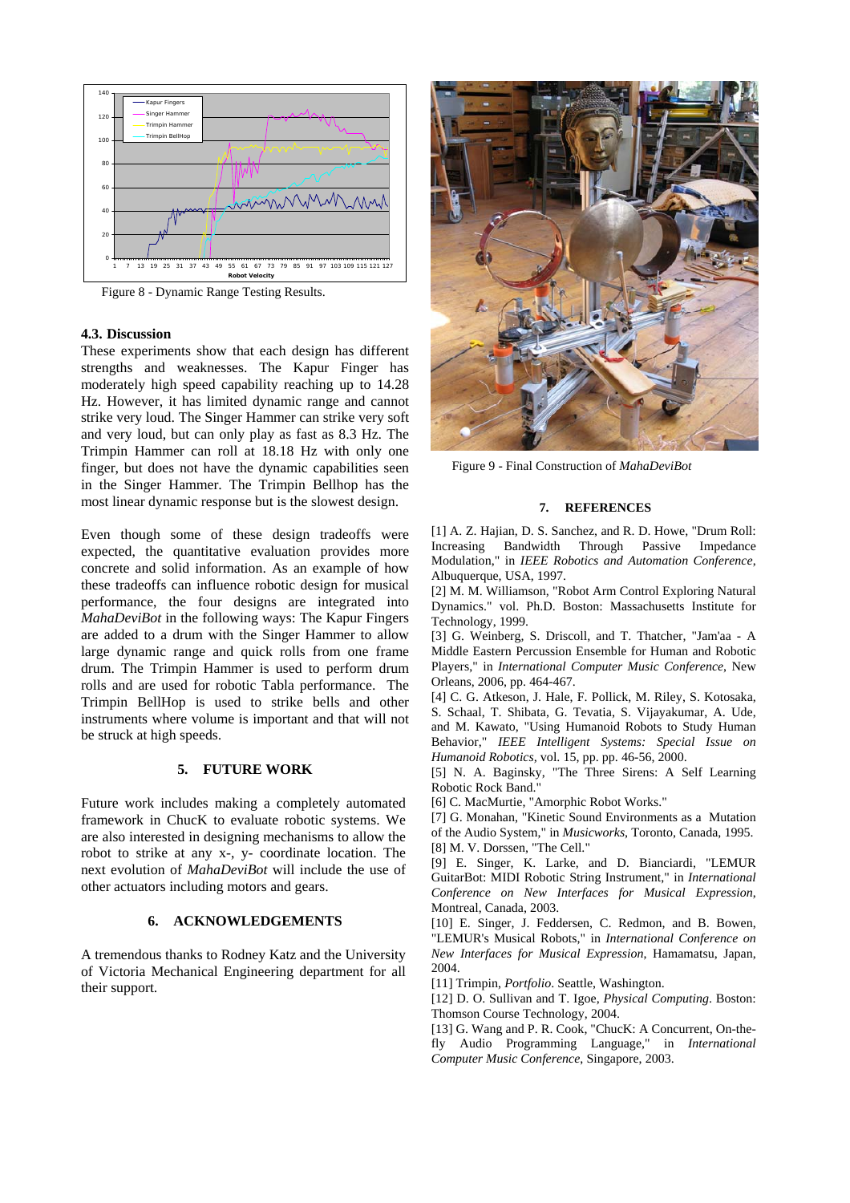140
120
100
80
60
40
20
0

Kapur Fingers
Singer Hammer
Trimpin Hammer
Trimpin BellHop

1 7 13 19 25 31 37 43 49 55 61 67 73 79 85 91 97 103 109 115 121 127

Robot Velocity

Figure 8 - Dynamic Range Testing Results.

### 4.3. Discussion

These experiments show that each design has different strengths and weaknesses. The Kapur Finger has moderately high speed capability reaching up to 14.28 Hz. However, it has limited dynamic range and cannot strike very loud. The Singer Hammer can strike very soft and very loud, but can only play as fast as 8.3 Hz. The Trimpin Hammer can roll at 18.18 Hz with only one finger, but does not have the dynamic capabilities seen in the Singer Hammer. The Trimpin Bellhop has the most linear dynamic response but is the slowest design.

Even though some of these design tradeoffs were expected, the quantitative evaluation provides more concrete and solid information. As an example of how these tradeoffs can influence robotic design for musical performance, the four designs are integrated into *MahaDeviBot* in the following ways: The Kapur Fingers are added to a drum with the Singer Hammer to allow large dynamic range and quick rolls from one frame drum. The Trimpin Hammer is used to perform drum rolls and are used for robotic Tabla performance. The Trimpin BellHop is used to strike bells and other instruments where volume is important and that will not be struck at high speeds.

## 5. FUTURE WORK

Future work includes making a completely automated framework in ChucK to evaluate robotic systems. We are also interested in designing mechanisms to allow the robot to strike at any x-, y- coordinate location. The next evolution of *MahaDeviBot* will include the use of other actuators including motors and gears.

## 6. ACKNOWLEDGEMENTS

A tremendous thanks to Rodney Katz and the University of Victoria Mechanical Engineering department for all their support.

Figure 9 - Final Construction of *MahaDeviBot*

## 7. REFERENCES

[1] A. Z. Hajian, D. S. Sanchez, and R. D. Howe, "Drum Roll: Increasing Bandwidth Through Passive Impedance Modulation," in *IEEE Robotics and Automation Conference*, Albuquerque, USA, 1997.

[2] M. M. Williamson, "Robot Arm Control Exploring Natural Dynamics." vol. Ph.D. Boston: Massachusetts Institute for Technology, 1999.

[3] G. Weinberg, S. Driscoll, and T. Thatcher, "Jam'aa - A Middle Eastern Percussion Ensemble for Human and Robotic Players," in *International Computer Music Conference*, New Orleans, 2006, pp. 464-467.

[4] C. G. Atkeson, J. Hale, F. Pollick, M. Riley, S. Kotosaka, S. Schaal, T. Shibata, G. Tevatia, S. Vijayakumar, A. Ude, and M. Kawato, "Using Humanoid Robots to Study Human Behavior," *IEEE Intelligent Systems: Special Issue on Humanoid Robotics*, vol. 15, pp. pp. 46-56, 2000.

[5] N. A. Baginsky, "The Three Sirens: A Self Learning Robotic Rock Band."

[6] C. MacMurtie, "Amorphic Robot Works."

[7] G. Monahan, "Kinetic Sound Environments as a Mutation of the Audio System," in *Musicworks*, Toronto, Canada, 1995.

[8] M. V. Dorssen, "The Cell."

[9] E. Singer, K. Larke, and D. Bianciardi, "LEMUR GuitarBot: MIDI Robotic String Instrument," in *International Conference on New Interfaces for Musical Expression*, Montreal, Canada, 2003.

[10] E. Singer, J. Feddersen, C. Redmon, and B. Bowen, "LEMUR's Musical Robots," in *International Conference on New Interfaces for Musical Expression*, Hamamatsu, Japan, 2004.

[11] Trimpin, *Portfolio*. Seattle, Washington.

[12] D. O. Sullivan and T. Igoe, *Physical Computing*. Boston: Thomson Course Technology, 2004.

[13] G. Wang and P. R. Cook, "ChucK: A Concurrent, On-the-fly Audio Programming Language," in *International Computer Music Conference*, Singapore, 2003.